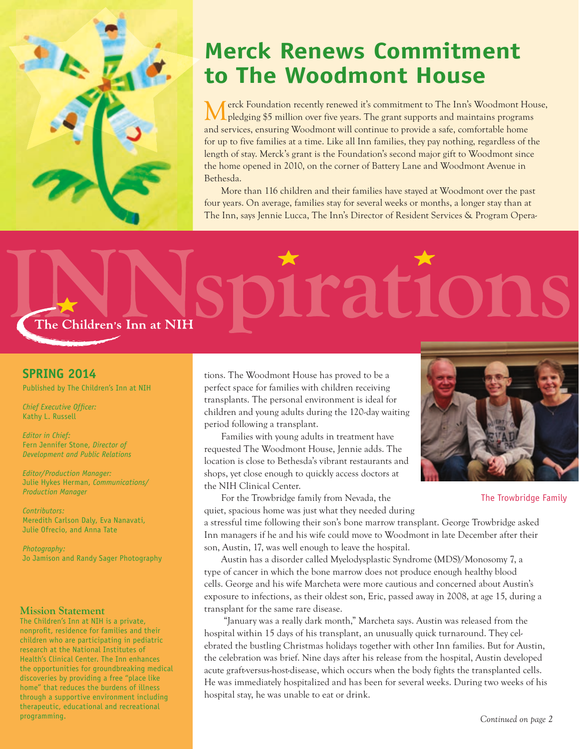# INNspirations

The Children's Inn at NIH

## Merck Renews Commitment to The Woodmont House

Merck Foundation recently renewed it's commitment to The Inn's Woodmont House, pledging $5 million over five years. The grant supports and maintains programs and services, ensuring Woodmont will continue to provide a safe, comfortable home for up to five families at a time. Like all Inn families, they pay nothing, regardless of the length of stay. Merck's grant is the Foundation's second major gift to Woodmont since the home opened in 2010, on the corner of Battery Lane and Woodmont Avenue in Bethesda.

More than 116 children and their families have stayed at Woodmont over the past four years. On average, families stay for several weeks or months, a longer stay than at The Inn, says Jennie Lucca, The Inn's Director of Resident Services & Program Operations. The Woodmont House has proved to be a perfect space for families with children receiving transplants. The personal environment is ideal for children and young adults during the 120-day waiting period following a transplant.

Families with young adults in treatment have requested The Woodmont House, Jennie adds. The location is close to Bethesda's vibrant restaurants and shops, yet close enough to quickly access doctors at the NIH Clinical Center.

The Trowbridge Family

For the Trowbridge family from Nevada, the quiet, spacious home was just what they needed during a stressful time following their son's bone marrow transplant. George Trowbridge asked Inn managers if he and his wife could move to Woodmont in late December after their son, Austin, 17, was well enough to leave the hospital.

Austin has a disorder called Myelodysplastic Syndrome (MDS)/Monosomy 7, a type of cancer in which the bone marrow does not produce enough healthy blood cells. George and his wife Marcheta were more cautious and concerned about Austin's exposure to infections, as their oldest son, Eric, passed away in 2008, at age 15, during a transplant for the same rare disease.

"January was a really dark month," Marcheta says. Austin was released from the hospital within 15 days of his transplant, an unusually quick turnaround. They celebrated the bustling Christmas holidays together with other Inn families. But for Austin, the celebration was brief. Nine days after his release from the hospital, Austin developed acute graft-versus-host-disease, which occurs when the body fights the transplanted cells. He was immediately hospitalized and has been for several weeks. During two weeks of his hospital stay, he was unable to eat or drink.

*Continued on page 2*

---

**SPRING 2014**

Published by The Children's Inn at NIH

*Chief Executive Officer:*
Kathy L. Russell

*Editor in Chief:*
Fern Jennifer Stone, *Director of Development and Public Relations*

*Editor/Production Manager:*
Julie Hykes Herman, *Communications/Production Manager*

*Contributors:*
Meredith Carlson Daly, Eva Nanavati, Julie Ofrecio, and Anna Tate

*Photography:*
Jo Jamison and Randy Sager Photography

### Mission Statement

The Children's Inn at NIH is a private, nonprofit, residence for families and their children who are participating in pediatric research at the National Institutes of Health's Clinical Center. The Inn enhances the opportunities for groundbreaking medical discoveries by providing a free "place like home" that reduces the burdens of illness through a supportive environment including therapeutic, educational and recreational programming.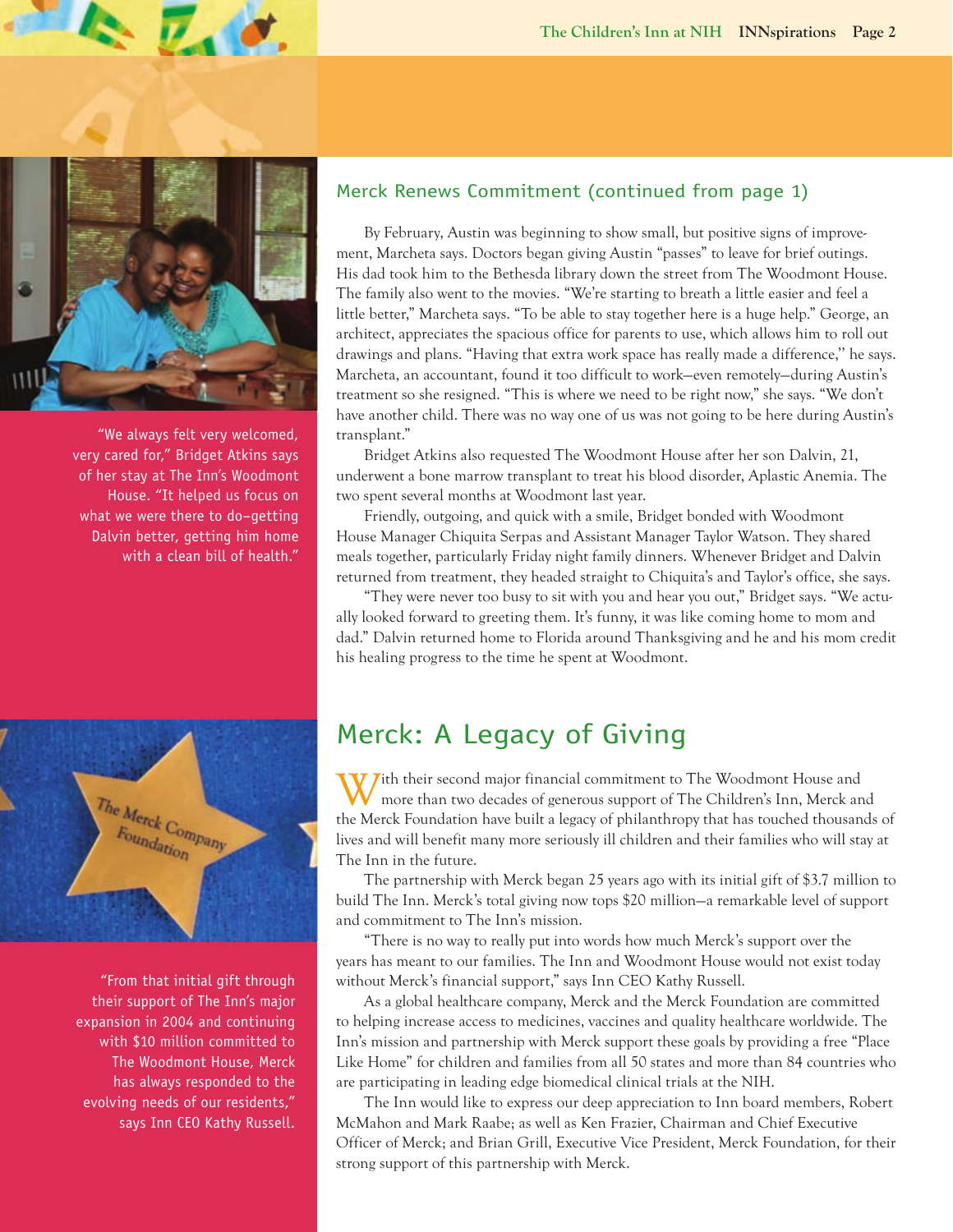## Merck Renews Commitment (continued from page 1)

By February, Austin was beginning to show small, but positive signs of improvement, Marcheta says. Doctors began giving Austin "passes" to leave for brief outings. His dad took him to the Bethesda library down the street from The Woodmont House. The family also went to the movies. "We're starting to breath a little easier and feel a little better," Marcheta says. "To be able to stay together here is a huge help." George, an architect, appreciates the spacious office for parents to use, which allows him to roll out drawings and plans. "Having that extra work space has really made a difference," he says. Marcheta, an accountant, found it too difficult to work—even remotely—during Austin's treatment so she resigned. "This is where we need to be right now," she says. "We don't have another child. There was no way one of us was not going to be here during Austin's transplant."

Bridget Atkins also requested The Woodmont House after her son Dalvin, 21, underwent a bone marrow transplant to treat his blood disorder, Aplastic Anemia. The two spent several months at Woodmont last year.

Friendly, outgoing, and quick with a smile, Bridget bonded with Woodmont House Manager Chiquita Serpas and Assistant Manager Taylor Watson. They shared meals together, particularly Friday night family dinners. Whenever Bridget and Dalvin returned from treatment, they headed straight to Chiquita's and Taylor's office, she says.

"They were never too busy to sit with you and hear you out," Bridget says. "We actually looked forward to greeting them. It's funny, it was like coming home to mom and dad." Dalvin returned home to Florida around Thanksgiving and he and his mom credit his healing progress to the time he spent at Woodmont.

"We always felt very welcomed, very cared for," Bridget Atkins says of her stay at The Inn's Woodmont House. "It helped us focus on what we were there to do–getting Dalvin better, getting him home with a clean bill of health."

## Merck: A Legacy of Giving

With their second major financial commitment to The Woodmont House and more than two decades of generous support of The Children's Inn, Merck and the Merck Foundation have built a legacy of philanthropy that has touched thousands of lives and will benefit many more seriously ill children and their families who will stay at The Inn in the future.

The partnership with Merck began 25 years ago with its initial gift of $3.7 million to build The Inn. Merck's total giving now tops $20 million—a remarkable level of support and commitment to The Inn's mission.

"There is no way to really put into words how much Merck's support over the years has meant to our families. The Inn and Woodmont House would not exist today without Merck's financial support," says Inn CEO Kathy Russell.

As a global healthcare company, Merck and the Merck Foundation are committed to helping increase access to medicines, vaccines and quality healthcare worldwide. The Inn's mission and partnership with Merck support these goals by providing a free "Place Like Home" for children and families from all 50 states and more than 84 countries who are participating in leading edge biomedical clinical trials at the NIH.

The Inn would like to express our deep appreciation to Inn board members, Robert McMahon and Mark Raabe; as well as Ken Frazier, Chairman and Chief Executive Officer of Merck; and Brian Grill, Executive Vice President, Merck Foundation, for their strong support of this partnership with Merck.

The Merck Company Foundation

"From that initial gift through their support of The Inn's major expansion in 2004 and continuing with $10 million committed to The Woodmont House, Merck has always responded to the evolving needs of our residents," says Inn CEO Kathy Russell.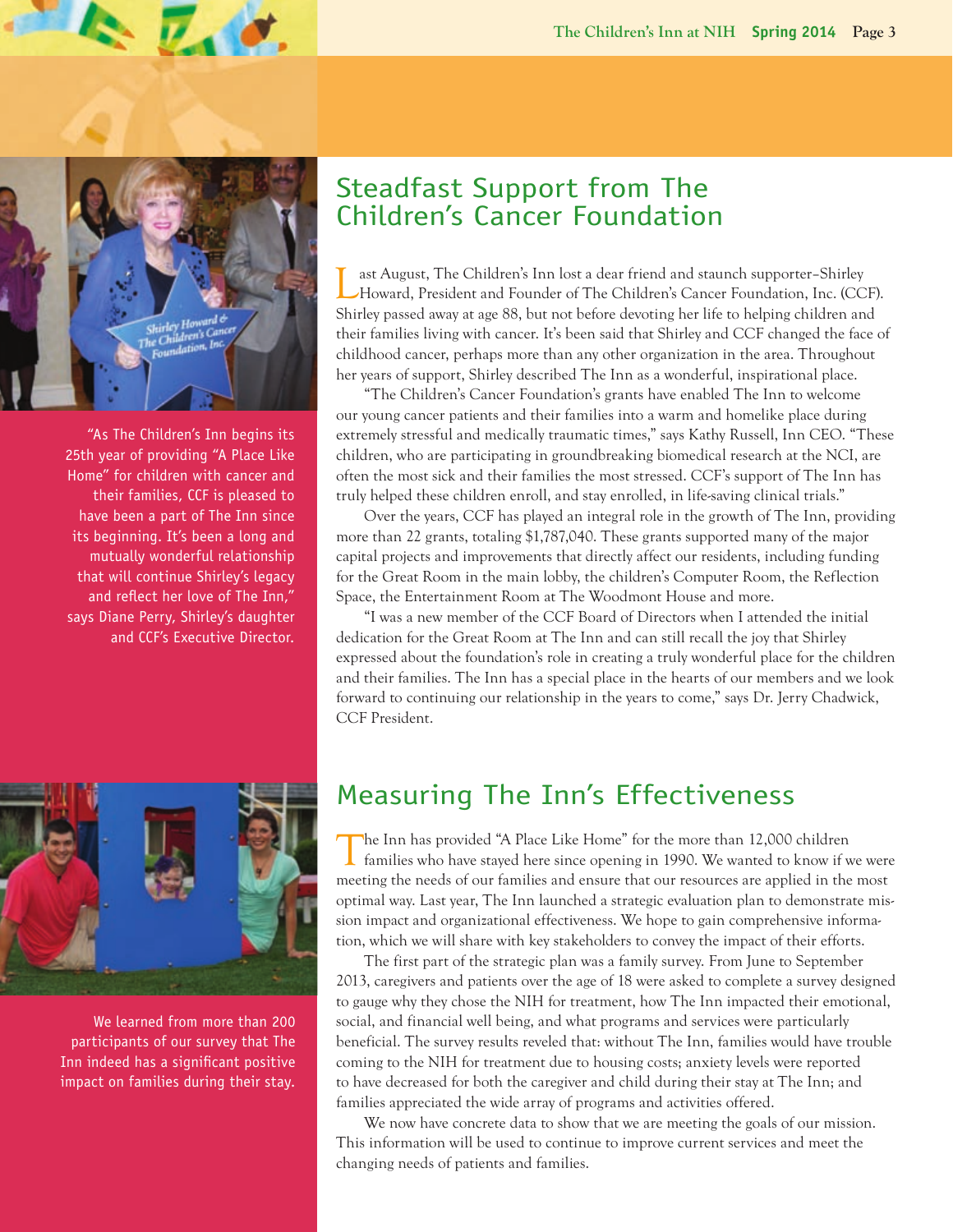## Steadfast Support from The Children's Cancer Foundation

Last August, The Children's Inn lost a dear friend and staunch supporter–Shirley Howard, President and Founder of The Children's Cancer Foundation, Inc. (CCF). Shirley passed away at age 88, but not before devoting her life to helping children and their families living with cancer. It's been said that Shirley and CCF changed the face of childhood cancer, perhaps more than any other organization in the area. Throughout her years of support, Shirley described The Inn as a wonderful, inspirational place.

"The Children's Cancer Foundation's grants have enabled The Inn to welcome our young cancer patients and their families into a warm and homelike place during extremely stressful and medically traumatic times," says Kathy Russell, Inn CEO. "These children, who are participating in groundbreaking biomedical research at the NCI, are often the most sick and their families the most stressed. CCF's support of The Inn has truly helped these children enroll, and stay enrolled, in life-saving clinical trials."

Over the years, CCF has played an integral role in the growth of The Inn, providing more than 22 grants, totaling $1,787,040. These grants supported many of the major capital projects and improvements that directly affect our residents, including funding for the Great Room in the main lobby, the children's Computer Room, the Reflection Space, the Entertainment Room at The Woodmont House and more.

"I was a new member of the CCF Board of Directors when I attended the initial dedication for the Great Room at The Inn and can still recall the joy that Shirley expressed about the foundation's role in creating a truly wonderful place for the children and their families. The Inn has a special place in the hearts of our members and we look forward to continuing our relationship in the years to come," says Dr. Jerry Chadwick, CCF President.

"As The Children's Inn begins its 25th year of providing "A Place Like Home" for children with cancer and their families, CCF is pleased to have been a part of The Inn since its beginning. It's been a long and mutually wonderful relationship that will continue Shirley's legacy and reflect her love of The Inn," says Diane Perry, Shirley's daughter and CCF's Executive Director.

## Measuring The Inn's Effectiveness

The Inn has provided "A Place Like Home" for the more than 12,000 children families who have stayed here since opening in 1990. We wanted to know if we were meeting the needs of our families and ensure that our resources are applied in the most optimal way. Last year, The Inn launched a strategic evaluation plan to demonstrate mission impact and organizational effectiveness. We hope to gain comprehensive information, which we will share with key stakeholders to convey the impact of their efforts.

The first part of the strategic plan was a family survey. From June to September 2013, caregivers and patients over the age of 18 were asked to complete a survey designed to gauge why they chose the NIH for treatment, how The Inn impacted their emotional, social, and financial well being, and what programs and services were particularly beneficial. The survey results reveled that: without The Inn, families would have trouble coming to the NIH for treatment due to housing costs; anxiety levels were reported to have decreased for both the caregiver and child during their stay at The Inn; and families appreciated the wide array of programs and activities offered.

We now have concrete data to show that we are meeting the goals of our mission. This information will be used to continue to improve current services and meet the changing needs of patients and families.

We learned from more than 200 participants of our survey that The Inn indeed has a significant positive impact on families during their stay.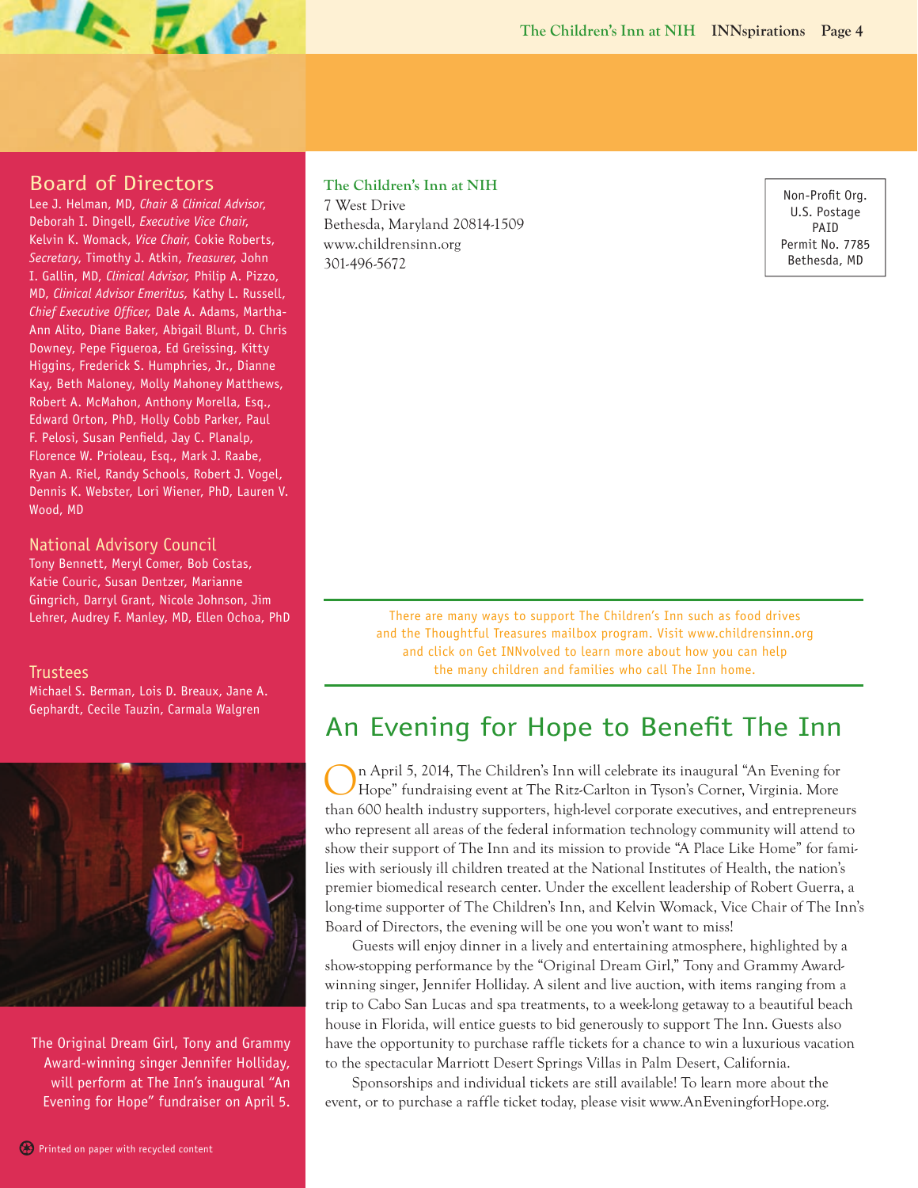## Board of Directors

Lee J. Helman, MD, *Chair & Clinical Advisor,* Deborah I. Dingell, *Executive Vice Chair,* Kelvin K. Womack, *Vice Chair,* Cokie Roberts, *Secretary,* Timothy J. Atkin, *Treasurer,* John I. Gallin, MD, *Clinical Advisor,* Philip A. Pizzo, MD, *Clinical Advisor Emeritus,* Kathy L. Russell, *Chief Executive Officer,* Dale A. Adams, Martha-Ann Alito, Diane Baker, Abigail Blunt, D. Chris Downey, Pepe Figueroa, Ed Greissing, Kitty Higgins, Frederick S. Humphries, Jr., Dianne Kay, Beth Maloney, Molly Mahoney Matthews, Robert A. McMahon, Anthony Morella, Esq., Edward Orton, PhD, Holly Cobb Parker, Paul F. Pelosi, Susan Penfield, Jay C. Planalp, Florence W. Prioleau, Esq., Mark J. Raabe, Ryan A. Riel, Randy Schools, Robert J. Vogel, Dennis K. Webster, Lori Wiener, PhD, Lauren V. Wood, MD

## National Advisory Council

Tony Bennett, Meryl Comer, Bob Costas, Katie Couric, Susan Dentzer, Marianne Gingrich, Darryl Grant, Nicole Johnson, Jim Lehrer, Audrey F. Manley, MD, Ellen Ochoa, PhD

## Trustees

Michael S. Berman, Lois D. Breaux, Jane A. Gephardt, Cecile Tauzin, Carmala Walgren

The Original Dream Girl, Tony and Grammy Award-winning singer Jennifer Holliday, will perform at The Inn's inaugural "An Evening for Hope" fundraiser on April 5.

Printed on paper with recycled content

**The Children's Inn at NIH**
7 West Drive
Bethesda, Maryland 20814-1509
www.childrensinn.org
301-496-5672

Non-Profit Org.
U.S. Postage
PAID
Permit No. 7785
Bethesda, MD

There are many ways to support The Children's Inn such as food drives and the Thoughtful Treasures mailbox program. Visit www.childrensinn.org and click on Get INNvolved to learn more about how you can help the many children and families who call The Inn home.

## An Evening for Hope to Benefit The Inn

On April 5, 2014, The Children's Inn will celebrate its inaugural "An Evening for Hope" fundraising event at The Ritz-Carlton in Tyson's Corner, Virginia. More than 600 health industry supporters, high-level corporate executives, and entrepreneurs who represent all areas of the federal information technology community will attend to show their support of The Inn and its mission to provide "A Place Like Home" for families with seriously ill children treated at the National Institutes of Health, the nation's premier biomedical research center. Under the excellent leadership of Robert Guerra, a long-time supporter of The Children's Inn, and Kelvin Womack, Vice Chair of The Inn's Board of Directors, the evening will be one you won't want to miss!

Guests will enjoy dinner in a lively and entertaining atmosphere, highlighted by a show-stopping performance by the "Original Dream Girl," Tony and Grammy Award-winning singer, Jennifer Holliday. A silent and live auction, with items ranging from a trip to Cabo San Lucas and spa treatments, to a week-long getaway to a beautiful beach house in Florida, will entice guests to bid generously to support The Inn. Guests also have the opportunity to purchase raffle tickets for a chance to win a luxurious vacation to the spectacular Marriott Desert Springs Villas in Palm Desert, California.

Sponsorships and individual tickets are still available! To learn more about the event, or to purchase a raffle ticket today, please visit www.AnEveningforHope.org.